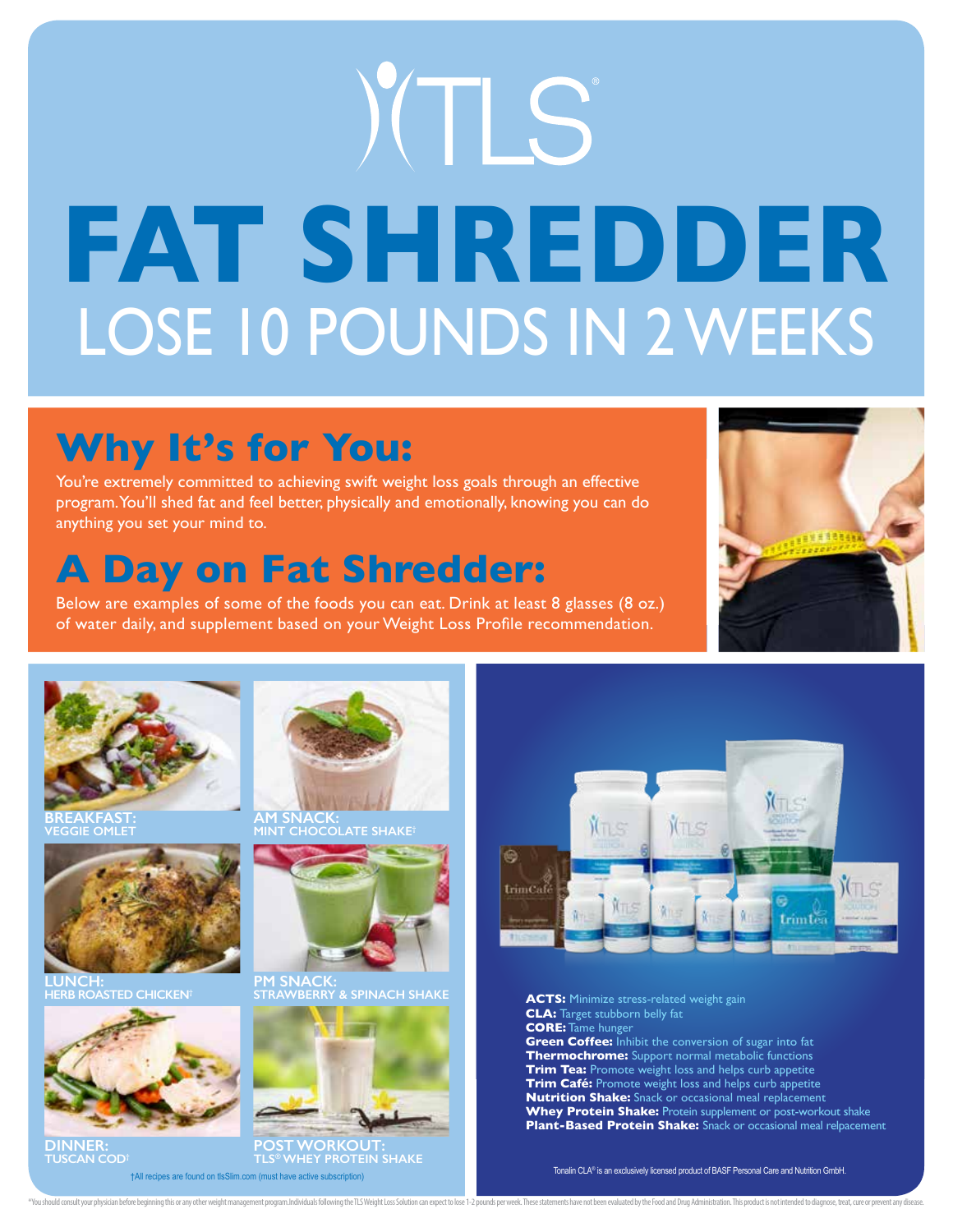# TLS®

# FAT SHREDDER

## LOSE 10 POUNDS IN 2 WEEKS

## Why It's for You:

You're extremely committed to achieving swift weight loss goals through an effective program. You'll shed fat and feel better, physically and emotionally, knowing you can do anything you set your mind to.

## A Day on Fat Shredder:

Below are examples of some of the foods you can eat. Drink at least 8 glasses (8 oz.) of water daily, and supplement based on your Weight Loss Profile recommendation.

**BREAKFAST:**
VEGGIE OMLET

**AM SNACK:**
MINT CHOCOLATE SHAKE†

**LUNCH:**
HERB ROASTED CHICKEN†

**PM SNACK:**
STRAWBERRY & SPINACH SHAKE

**DINNER:**
TUSCAN COD†

**POST WORKOUT:**
TLS® WHEY PROTEIN SHAKE

†All recipes are found on tlsSlim.com (must have active subscription)

**ACTS:** Minimize stress-related weight gain
**CLA:** Target stubborn belly fat
**CORE:** Tame hunger
**Green Coffee:** Inhibit the conversion of sugar into fat
**Thermochrome:** Support normal metabolic functions
**Trim Tea:** Promote weight loss and helps curb appetite
**Trim Café:** Promote weight loss and helps curb appetite
**Nutrition Shake:** Snack or occasional meal replacement
**Whey Protein Shake:** Protein supplement or post-workout shake
**Plant-Based Protein Shake:** Snack or occasional meal relpacement

Tonalin CLA® is an exclusively licensed product of BASF Personal Care and Nutrition GmbH.

*You should consult your physician before beginning this or any other weight management program. Individuals following the TLS Weight Loss Solution can expect to lose 1-2 pounds per week. These statements have not been evaluated by the Food and Drug Administration. This product is not intended to diagnose, treat, cure or prevent any disease.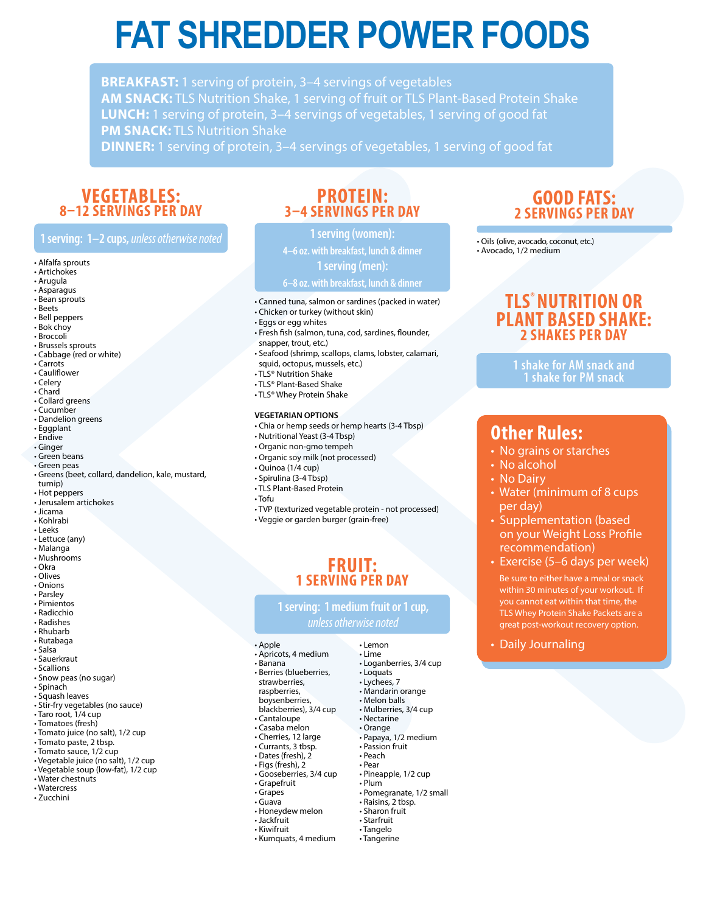# FAT SHREDDER POWER FOODS

**BREAKFAST:** 1 serving of protein, 3–4 servings of vegetables
**AM SNACK:** TLS Nutrition Shake, 1 serving of fruit or TLS Plant-Based Protein Shake
**LUNCH:** 1 serving of protein, 3–4 servings of vegetables, 1 serving of good fat
**PM SNACK:** TLS Nutrition Shake
**DINNER:** 1 serving of protein, 3–4 servings of vegetables, 1 serving of good fat

## VEGETABLES:
### 8–12 SERVINGS PER DAY

1 serving: 1–2 cups, *unless otherwise noted*

- Alfalfa sprouts
- Artichokes
- Arugula
- Asparagus
- Bean sprouts
- Beets
- Bell peppers
- Bok choy
- Broccoli
- Brussels sprouts
- Cabbage (red or white)
- Carrots
- Cauliflower
- Celery
- Chard
- Collard greens
- Cucumber
- Dandelion greens
- Eggplant
- Endive
- Ginger
- Green beans
- Green peas
- Greens (beet, collard, dandelion, kale, mustard, turnip)
- Hot peppers
- Jerusalem artichokes
- Jicama
- Kohlrabi
- Leeks
- Lettuce (any)
- Malanga
- Mushrooms
- Okra
- Olives
- Onions
- Parsley
- Pimientos
- Radicchio
- Radishes
- Rhubarb
- Rutabaga
- Salsa
- Sauerkraut
- Scallions
- Snow peas (no sugar)
- Spinach
- Squash leaves
- Stir-fry vegetables (no sauce)
- Taro root, 1/4 cup
- Tomatoes (fresh)
- Tomato juice (no salt), 1/2 cup
- Tomato paste, 2 tbsp.
- Tomato sauce, 1/2 cup
- Vegetable juice (no salt), 1/2 cup
- Vegetable soup (low-fat), 1/2 cup
- Water chestnuts
- Watercress
- Zucchini

## PROTEIN:
### 3–4 SERVINGS PER DAY

1 serving (women):
4–6 oz. with breakfast, lunch & dinner
1 serving (men):
6–8 oz. with breakfast, lunch & dinner

- Canned tuna, salmon or sardines (packed in water)
- Chicken or turkey (without skin)
- Eggs or egg whites
- Fresh fish (salmon, tuna, cod, sardines, flounder, snapper, trout, etc.)
- Seafood (shrimp, scallops, clams, lobster, calamari, squid, octopus, mussels, etc.)
- TLS® Nutrition Shake
- TLS® Plant-Based Shake
- TLS® Whey Protein Shake

**VEGETARIAN OPTIONS**

- Chia or hemp seeds or hemp hearts (3-4 Tbsp)
- Nutritional Yeast (3-4 Tbsp)
- Organic non-gmo tempeh
- Organic soy milk (not processed)
- Quinoa (1/4 cup)
- Spirulina (3-4 Tbsp)
- TLS Plant-Based Protein
- Tofu
- TVP (texturized vegetable protein - not processed)
- Veggie or garden burger (grain-free)

## FRUIT:
### 1 SERVING PER DAY

1 serving: 1 medium fruit or 1 cup, *unless otherwise noted*

- Apple
- Apricots, 4 medium
- Banana
- Berries (blueberries, strawberries, raspberries, boysenberries, blackberries), 3/4 cup
- Cantaloupe
- Casaba melon
- Cherries, 12 large
- Currants, 3 tbsp.
- Dates (fresh), 2
- Figs (fresh), 2
- Gooseberries, 3/4 cup
- Grapefruit
- Grapes
- Guava
- Honeydew melon
- Jackfruit
- Kiwifruit
- Kumquats, 4 medium
- Lemon
- Lime
- Loganberries, 3/4 cup
- Loquats
- Lychees, 7
- Mandarin orange
- Melon balls
- Mulberries, 3/4 cup
- Nectarine
- Orange
- Papaya, 1/2 medium
- Passion fruit
- Peach
- Pear
- Pineapple, 1/2 cup
- Plum
- Pomegranate, 1/2 small
- Raisins, 2 tbsp.
- Sharon fruit
- Starfruit
- Tangelo
- Tangerine

## GOOD FATS:
### 2 SERVINGS PER DAY

- Oils (olive, avocado, coconut, etc.)
- Avocado, 1/2 medium

## TLS® NUTRITION OR PLANT BASED SHAKE:
### 2 SHAKES PER DAY

1 shake for AM snack and
1 shake for PM snack

## Other Rules:

- No grains or starches
- No alcohol
- No Dairy
- Water (minimum of 8 cups per day)
- Supplementation (based on your Weight Loss Profile recommendation)
- Exercise (5–6 days per week)

  Be sure to either have a meal or snack within 30 minutes of your workout. If you cannot eat within that time, the TLS Whey Protein Shake Packets are a great post-workout recovery option.
- Daily Journaling